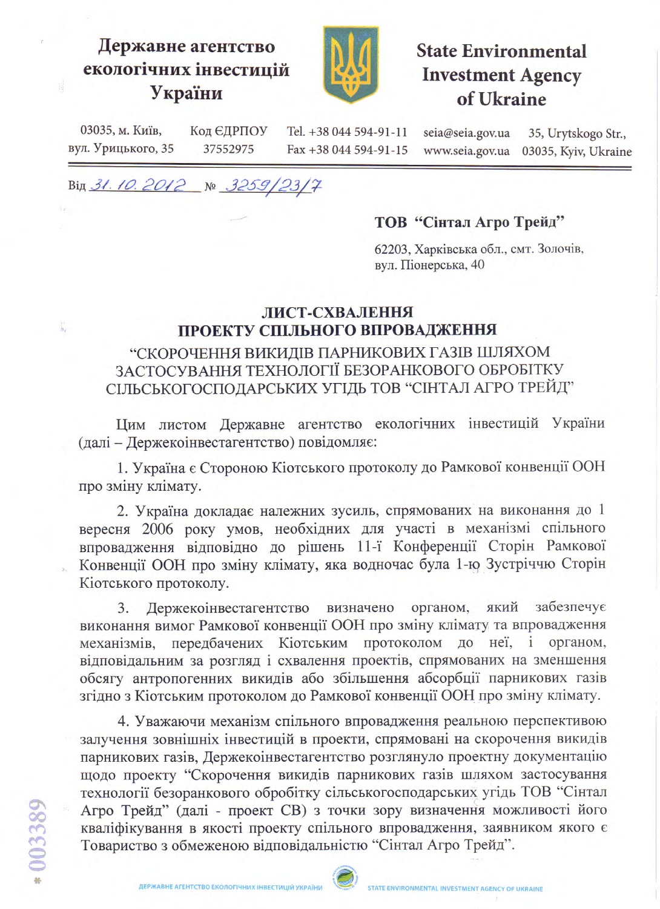**Державне агентство екологічних інвестицій України**

**State Environmental Investment Agency of Ukraine**

03035, м. Київ, вул. Урицького, 35 | Код ЄДРПОУ 37552975 | Tel. +38 044 594-91-11 Fax +38 044 594-91-15 | seia@seia.gov.ua www.seia.gov.ua | 35, Urytskogo Str., 03035, Kyiv, Ukraine

Від 31.10.2012 № 3259/23/7

**ТОВ "Сінтал Агро Трейд"**

62203, Харківська обл., смт. Золочів,
вул. Піонерська, 40

**ЛИСТ-СХВАЛЕННЯ**
**ПРОЕКТУ СПІЛЬНОГО ВПРОВАДЖЕННЯ**
"СКОРОЧЕННЯ ВИКИДІВ ПАРНИКОВИХ ГАЗІВ ШЛЯХОМ ЗАСТОСУВАННЯ ТЕХНОЛОГІЇ БЕЗОРАНКОВОГО ОБРОБІТКУ СІЛЬСЬКОГОСПОДАРСЬКИХ УГІДЬ ТОВ "СІНТАЛ АГРО ТРЕЙД"

Цим листом Державне агентство екологічних інвестицій України (далі – Держекоінвестагентство) повідомляє:

1. Україна є Стороною Кіотського протоколу до Рамкової конвенції ООН про зміну клімату.

2. Україна докладає належних зусиль, спрямованих на виконання до 1 вересня 2006 року умов, необхідних для участі в механізмі спільного впровадження відповідно до рішень 11-ї Конференції Сторін Рамкової Конвенції ООН про зміну клімату, яка водночас була 1-ю Зустріччю Сторін Кіотського протоколу.

3. Держекоінвестагентство визначено органом, який забезпечує виконання вимог Рамкової конвенції ООН про зміну клімату та впровадження механізмів, передбачених Кіотським протоколом до неї, і органом, відповідальним за розгляд і схвалення проектів, спрямованих на зменшення обсягу антропогенних викидів або збільшення абсорбції парникових газів згідно з Кіотським протоколом до Рамкової конвенції ООН про зміну клімату.

4. Уважаючи механізм спільного впровадження реальною перспективою залучення зовнішніх інвестицій в проекти, спрямовані на скорочення викидів парникових газів, Держекоінвестагентство розглянуло проектну документацію щодо проекту "Скорочення викидів парникових газів шляхом застосування технології безоранкового обробітку сільськогосподарських угідь ТОВ "Сінтал Агро Трейд" (далі - проект СВ) з точки зору визначення можливості його кваліфікування в якості проекту спільного впровадження, заявником якого є Товариство з обмеженою відповідальністю "Сінтал Агро Трейд".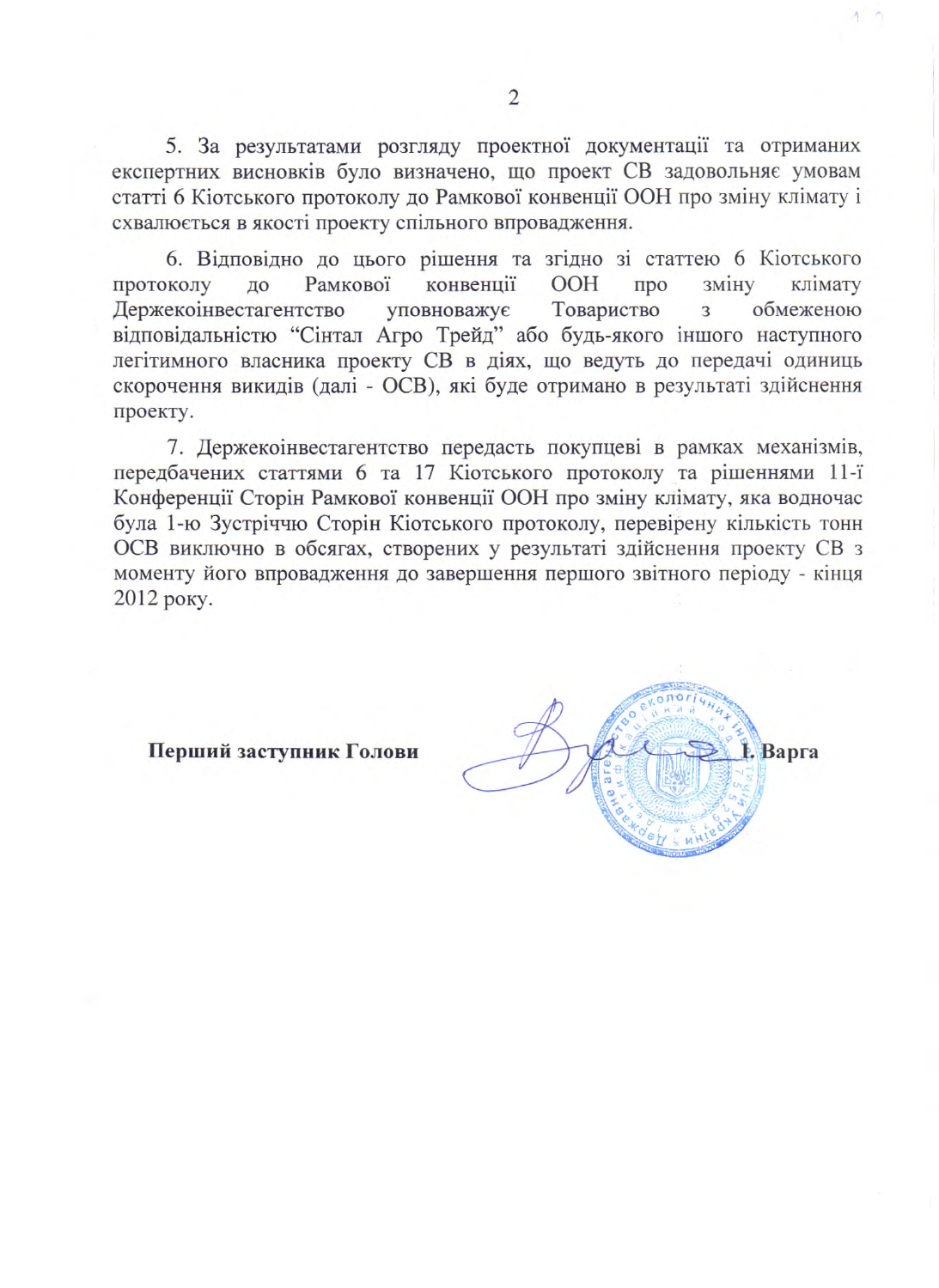5. За результатами розгляду проектної документації та отриманих експертних висновків було визначено, що проект СВ задовольняє умовам статті 6 Кіотського протоколу до Рамкової конвенції ООН про зміну клімату і схвалюється в якості проекту спільного впровадження.

6. Відповідно до цього рішення та згідно зі статтею 6 Кіотського протоколу до Рамкової конвенції ООН про зміну клімату Держекоінвестагентство уповноважує Товариство з обмеженою відповідальністю "Сінтал Агро Трейд" або будь-якого іншого наступного легітимного власника проекту СВ в діях, що ведуть до передачі одиниць скорочення викидів (далі - ОСВ), які буде отримано в результаті здійснення проекту.

7. Держекоінвестагентство передасть покупцеві в рамках механізмів, передбачених статтями 6 та 17 Кіотського протоколу та рішеннями 11-ї Конференції Сторін Рамкової конвенції ООН про зміну клімату, яка водночас була 1-ю Зустріччю Сторін Кіотського протоколу, перевірену кількість тонн ОСВ виключно в обсягах, створених у результаті здійснення проекту СВ з моменту його впровадження до завершення першого звітного періоду - кінця 2012 року.

**Перший заступник Голови** **І. Варга**